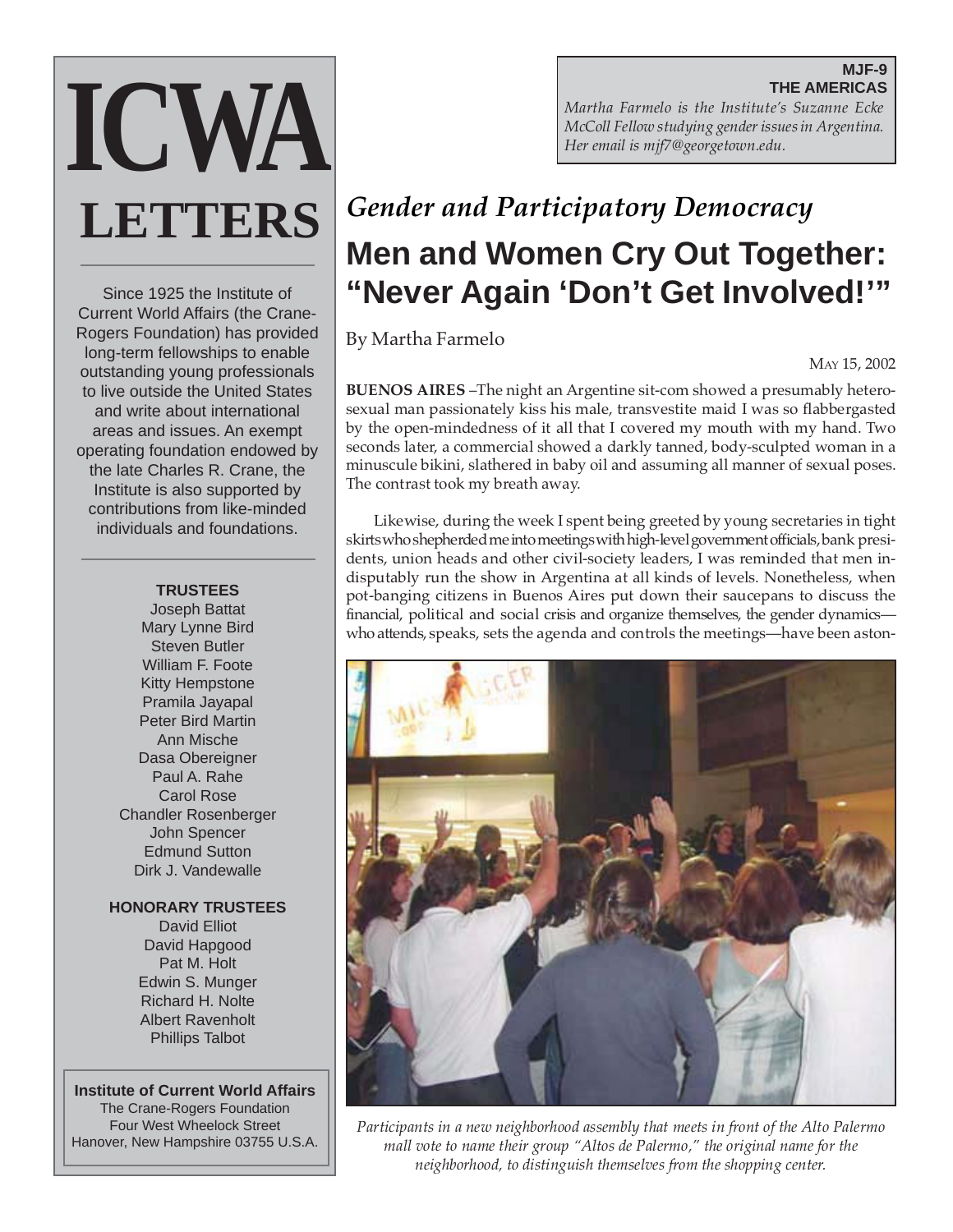# ICWA LETTERS

Since 1925 the Institute of Current World Affairs (the Crane-Rogers Foundation) has provided long-term fellowships to enable outstanding young professionals to live outside the United States and write about international areas and issues. An exempt operating foundation endowed by the late Charles R. Crane, the Institute is also supported by contributions from like-minded individuals and foundations.

**TRUSTEES**

Joseph Battat
Mary Lynne Bird
Steven Butler
William F. Foote
Kitty Hempstone
Pramila Jayapal
Peter Bird Martin
Ann Mische
Dasa Obereigner
Paul A. Rahe
Carol Rose
Chandler Rosenberger
John Spencer
Edmund Sutton
Dirk J. Vandewalle

**HONORARY TRUSTEES**

David Elliot
David Hapgood
Pat M. Holt
Edwin S. Munger
Richard H. Nolte
Albert Ravenholt
Phillips Talbot

**Institute of Current World Affairs**
The Crane-Rogers Foundation
Four West Wheelock Street
Hanover, New Hampshire 03755 U.S.A.

**MJF-9**
**THE AMERICAS**

*Martha Farmelo is the Institute's Suzanne Ecke McColl Fellow studying gender issues in Argentina. Her email is mjf7@georgetown.edu.*

## *Gender and Participatory Democracy*

# Men and Women Cry Out Together: "Never Again 'Don't Get Involved!'"

By Martha Farmelo

MAY 15, 2002

**BUENOS AIRES** –The night an Argentine sit-com showed a presumably heterosexual man passionately kiss his male, transvestite maid I was so flabbergasted by the open-mindedness of it all that I covered my mouth with my hand. Two seconds later, a commercial showed a darkly tanned, body-sculpted woman in a minuscule bikini, slathered in baby oil and assuming all manner of sexual poses. The contrast took my breath away.

Likewise, during the week I spent being greeted by young secretaries in tight skirts who shepherded me into meetings with high-level government officials, bank presidents, union heads and other civil-society leaders, I was reminded that men indisputably run the show in Argentina at all kinds of levels. Nonetheless, when pot-banging citizens in Buenos Aires put down their saucepans to discuss the financial, political and social crisis and organize themselves, the gender dynamics—who attends, speaks, sets the agenda and controls the meetings—have been aston-

*Participants in a new neighborhood assembly that meets in front of the Alto Palermo mall vote to name their group "Altos de Palermo," the original name for the neighborhood, to distinguish themselves from the shopping center.*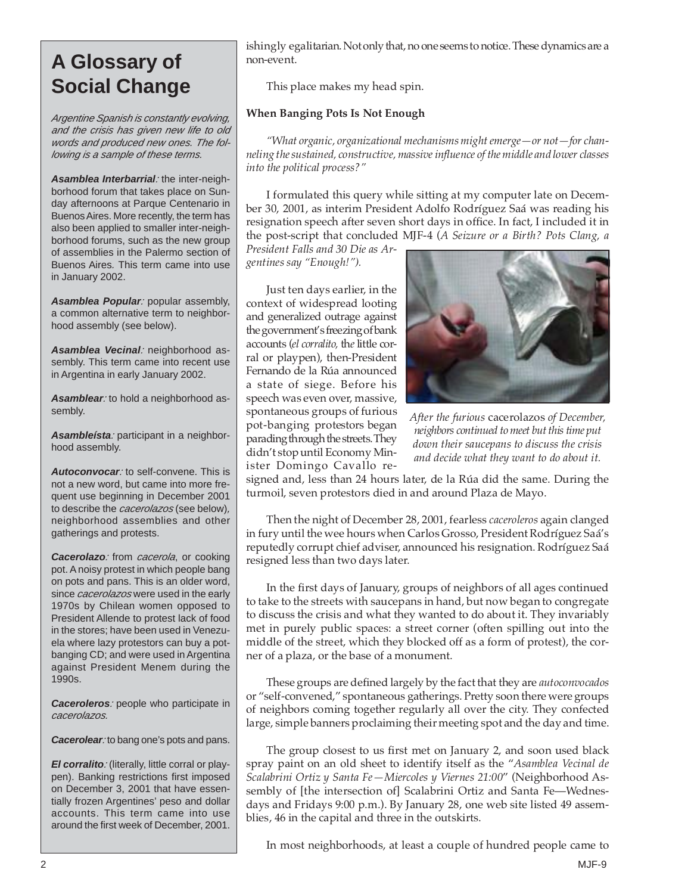## A Glossary of Social Change

*Argentine Spanish is constantly evolving, and the crisis has given new life to old words and produced new ones. The following is a sample of these terms.*

***Asamblea Interbarrial***: the inter-neighborhood forum that takes place on Sunday afternoons at Parque Centenario in Buenos Aires. More recently, the term has also been applied to smaller inter-neighborhood forums, such as the new group of assemblies in the Palermo section of Buenos Aires. This term came into use in January 2002.

***Asamblea Popular***: popular assembly, a common alternative term to neighborhood assembly (see below).

***Asamblea Vecinal***: neighborhood assembly. This term came into recent use in Argentina in early January 2002.

***Asamblear***: to hold a neighborhood assembly.

***Asambleísta***: participant in a neighborhood assembly.

***Autoconvocar***: to self-convene. This is not a new word, but came into more frequent use beginning in December 2001 to describe the *cacerolazos* (see below), neighborhood assemblies and other gatherings and protests.

***Cacerolazo***: from *cacerola*, or cooking pot. A noisy protest in which people bang on pots and pans. This is an older word, since *cacerolazos* were used in the early 1970s by Chilean women opposed to President Allende to protest lack of food in the stores; have been used in Venezuela where lazy protestors can buy a pot-banging CD; and were used in Argentina against President Menem during the 1990s.

***Caceroleros***: people who participate in *cacerolazos.*

***Cacerolear***: to bang one's pots and pans.

***El corralito***: (literally, little corral or playpen). Banking restrictions first imposed on December 3, 2001 that have essentially frozen Argentines' peso and dollar accounts. This term came into use around the first week of December, 2001.

ishingly egalitarian. Not only that, no one seems to notice. These dynamics are a non-event.

This place makes my head spin.

**When Banging Pots Is Not Enough**

*"What organic, organizational mechanisms might emerge—or not—for channeling the sustained, constructive, massive influence of the middle and lower classes into the political process?"*

I formulated this query while sitting at my computer late on December 30, 2001, as interim President Adolfo Rodríguez Saá was reading his resignation speech after seven short days in office. In fact, I included it in the post-script that concluded MJF-4 (*A Seizure or a Birth? Pots Clang, a President Falls and 30 Die as Argentines say "Enough!").*

Just ten days earlier, in the context of widespread looting and generalized outrage against the government's freezing of bank accounts (*el corralito,* the little corral or playpen), then-President Fernando de la Rúa announced a state of siege. Before his speech was even over, massive, spontaneous groups of furious pot-banging protestors began parading through the streets. They didn't stop until Economy Minister Domingo Cavallo resigned and, less than 24 hours later, de la Rúa did the same. During the turmoil, seven protestors died in and around Plaza de Mayo.

*After the furious* cacerolazos *of December, neighbors continued to meet but this time put down their saucepans to discuss the crisis and decide what they want to do about it.*

Then the night of December 28, 2001, fearless *caceroleros* again clanged in fury until the wee hours when Carlos Grosso, President Rodríguez Saá's reputedly corrupt chief adviser, announced his resignation. Rodríguez Saá resigned less than two days later.

In the first days of January, groups of neighbors of all ages continued to take to the streets with saucepans in hand, but now began to congregate to discuss the crisis and what they wanted to do about it. They invariably met in purely public spaces: a street corner (often spilling out into the middle of the street, which they blocked off as a form of protest), the corner of a plaza, or the base of a monument.

These groups are defined largely by the fact that they are *autoconvocados* or "self-convened," spontaneous gatherings. Pretty soon there were groups of neighbors coming together regularly all over the city. They confected large, simple banners proclaiming their meeting spot and the day and time.

The group closest to us first met on January 2, and soon used black spray paint on an old sheet to identify itself as the "*Asamblea Vecinal de Scalabrini Ortiz y Santa Fe—Miercoles y Viernes 21:00*" (Neighborhood Assembly of [the intersection of] Scalabrini Ortiz and Santa Fe—Wednesdays and Fridays 9:00 p.m.). By January 28, one web site listed 49 assemblies, 46 in the capital and three in the outskirts.

In most neighborhoods, at least a couple of hundred people came to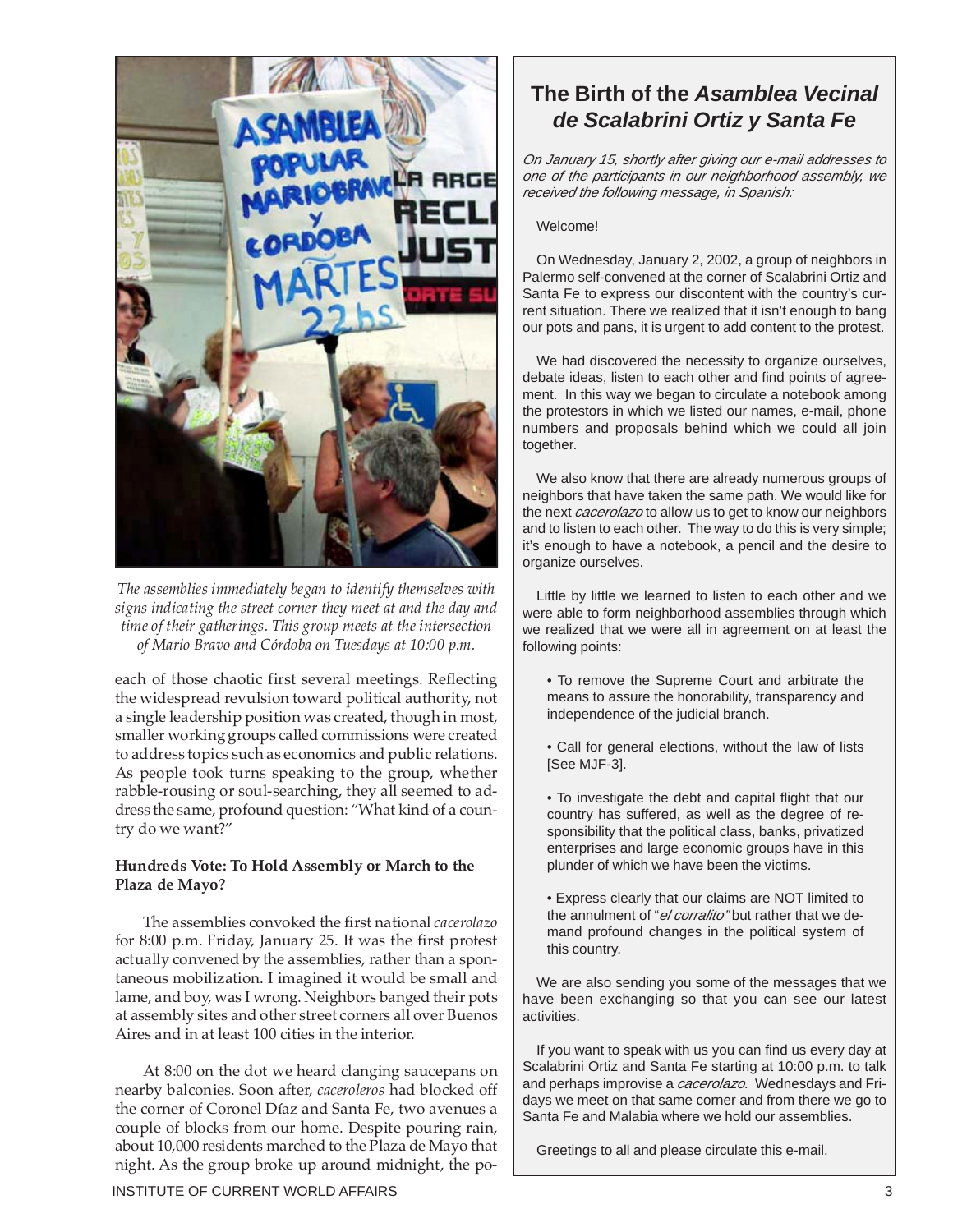*The assemblies immediately began to identify themselves with signs indicating the street corner they meet at and the day and time of their gatherings. This group meets at the intersection of Mario Bravo and Córdoba on Tuesdays at 10:00 p.m.*

each of those chaotic first several meetings. Reflecting the widespread revulsion toward political authority, not a single leadership position was created, though in most, smaller working groups called commissions were created to address topics such as economics and public relations. As people took turns speaking to the group, whether rabble-rousing or soul-searching, they all seemed to address the same, profound question: "What kind of a country do we want?"

**Hundreds Vote: To Hold Assembly or March to the Plaza de Mayo?**

The assemblies convoked the first national *cacerolazo* for 8:00 p.m. Friday, January 25. It was the first protest actually convened by the assemblies, rather than a spontaneous mobilization. I imagined it would be small and lame, and boy, was I wrong. Neighbors banged their pots at assembly sites and other street corners all over Buenos Aires and in at least 100 cities in the interior.

At 8:00 on the dot we heard clanging saucepans on nearby balconies. Soon after, *caceroleros* had blocked off the corner of Coronel Díaz and Santa Fe, two avenues a couple of blocks from our home. Despite pouring rain, about 10,000 residents marched to the Plaza de Mayo that night. As the group broke up around midnight, the po-

## The Birth of the *Asamblea Vecinal de Scalabrini Ortiz y Santa Fe*

*On January 15, shortly after giving our e-mail addresses to one of the participants in our neighborhood assembly, we received the following message, in Spanish:*

Welcome!

On Wednesday, January 2, 2002, a group of neighbors in Palermo self-convened at the corner of Scalabrini Ortiz and Santa Fe to express our discontent with the country's current situation. There we realized that it isn't enough to bang our pots and pans, it is urgent to add content to the protest.

We had discovered the necessity to organize ourselves, debate ideas, listen to each other and find points of agreement. In this way we began to circulate a notebook among the protestors in which we listed our names, e-mail, phone numbers and proposals behind which we could all join together.

We also know that there are already numerous groups of neighbors that have taken the same path. We would like for the next *cacerolazo* to allow us to get to know our neighbors and to listen to each other. The way to do this is very simple; it's enough to have a notebook, a pencil and the desire to organize ourselves.

Little by little we learned to listen to each other and we were able to form neighborhood assemblies through which we realized that we were all in agreement on at least the following points:

- To remove the Supreme Court and arbitrate the means to assure the honorability, transparency and independence of the judicial branch.
- Call for general elections, without the law of lists [See MJF-3].
- To investigate the debt and capital flight that our country has suffered, as well as the degree of responsibility that the political class, banks, privatized enterprises and large economic groups have in this plunder of which we have been the victims.
- Express clearly that our claims are NOT limited to the annulment of "*el corralito*" but rather that we demand profound changes in the political system of this country.

We are also sending you some of the messages that we have been exchanging so that you can see our latest activities.

If you want to speak with us you can find us every day at Scalabrini Ortiz and Santa Fe starting at 10:00 p.m. to talk and perhaps improvise a *cacerolazo*. Wednesdays and Fridays we meet on that same corner and from there we go to Santa Fe and Malabia where we hold our assemblies.

Greetings to all and please circulate this e-mail.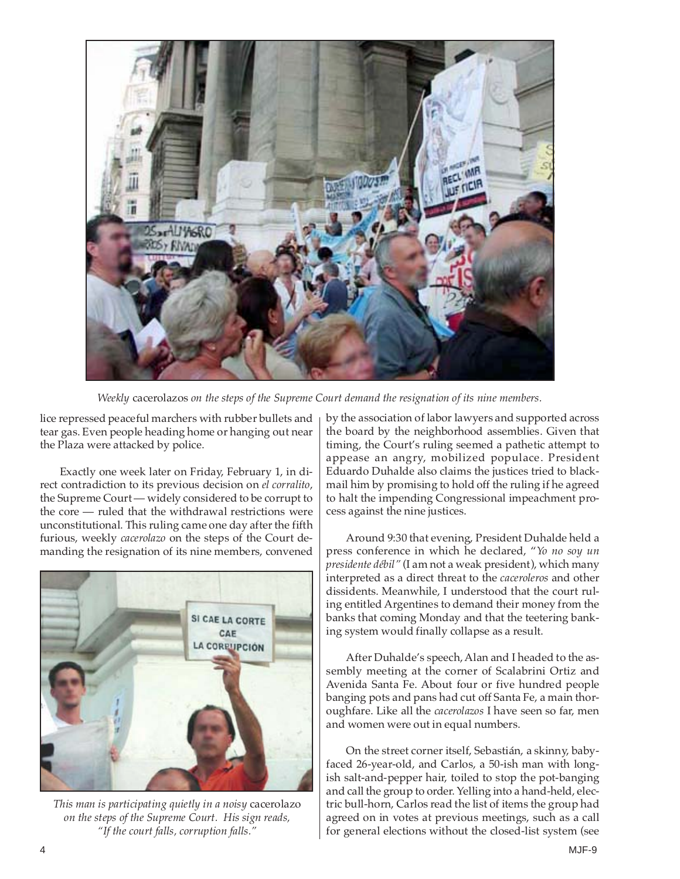*Weekly* cacerolazos *on the steps of the Supreme Court demand the resignation of its nine members.*

lice repressed peaceful marchers with rubber bullets and tear gas. Even people heading home or hanging out near the Plaza were attacked by police.

Exactly one week later on Friday, February 1, in direct contradiction to its previous decision on *el corralito*, the Supreme Court — widely considered to be corrupt to the core — ruled that the withdrawal restrictions were unconstitutional. This ruling came one day after the fifth furious, weekly *cacerolazo* on the steps of the Court demanding the resignation of its nine members, convened by the association of labor lawyers and supported across the board by the neighborhood assemblies. Given that timing, the Court's ruling seemed a pathetic attempt to appease an angry, mobilized populace. President Eduardo Duhalde also claims the justices tried to blackmail him by promising to hold off the ruling if he agreed to halt the impending Congressional impeachment process against the nine justices.

*This man is participating quietly in a noisy* cacerolazo *on the steps of the Supreme Court. His sign reads, "If the court falls, corruption falls."*

Around 9:30 that evening, President Duhalde held a press conference in which he declared, "*Yo no soy un presidente débil*" (I am not a weak president), which many interpreted as a direct threat to the *caceroleros* and other dissidents. Meanwhile, I understood that the court ruling entitled Argentines to demand their money from the banks that coming Monday and that the teetering banking system would finally collapse as a result.

After Duhalde's speech, Alan and I headed to the assembly meeting at the corner of Scalabrini Ortiz and Avenida Santa Fe. About four or five hundred people banging pots and pans had cut off Santa Fe, a main thoroughfare. Like all the *cacerolazos* I have seen so far, men and women were out in equal numbers.

On the street corner itself, Sebastián, a skinny, baby-faced 26-year-old, and Carlos, a 50-ish man with longish salt-and-pepper hair, toiled to stop the pot-banging and call the group to order. Yelling into a hand-held, electric bull-horn, Carlos read the list of items the group had agreed on in votes at previous meetings, such as a call for general elections without the closed-list system (see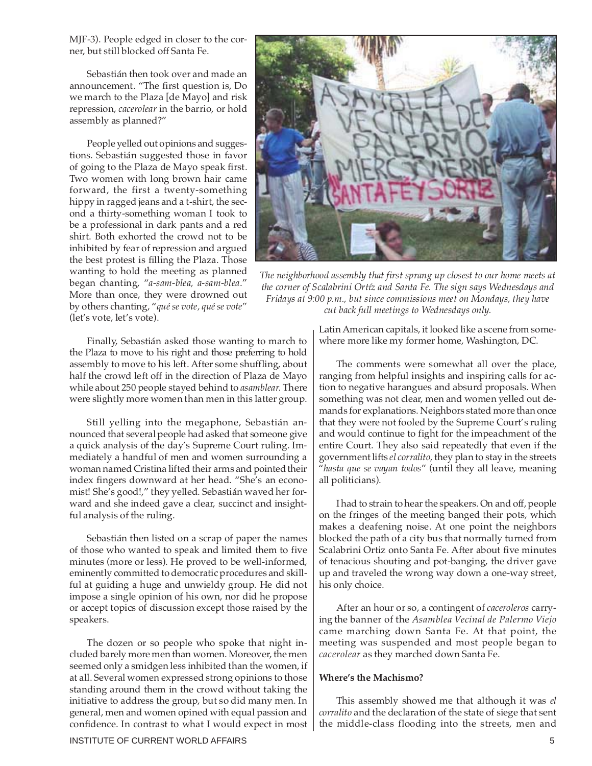MJF-3). People edged in closer to the corner, but still blocked off Santa Fe.

Sebastián then took over and made an announcement. "The first question is, Do we march to the Plaza [de Mayo] and risk repression, *cacerolear* in the barrio, or hold assembly as planned?"

People yelled out opinions and suggestions. Sebastián suggested those in favor of going to the Plaza de Mayo speak first. Two women with long brown hair came forward, the first a twenty-something hippy in ragged jeans and a t-shirt, the second a thirty-something woman I took to be a professional in dark pants and a red shirt. Both exhorted the crowd not to be inhibited by fear of repression and argued the best protest is filling the Plaza. Those wanting to hold the meeting as planned began chanting, "*a-sam-blea, a-sam-blea*." More than once, they were drowned out by others chanting, "*qué se vote, qué se vote*" (let's vote, let's vote).

*The neighborhood assembly that first sprang up closest to our home meets at the corner of Scalabrini Ortíz and Santa Fe. The sign says Wednesdays and Fridays at 9:00 p.m., but since commissions meet on Mondays, they have cut back full meetings to Wednesdays only.*

Finally, Sebastián asked those wanting to march to the Plaza to move to his right and those preferring to hold assembly to move to his left. After some shuffling, about half the crowd left off in the direction of Plaza de Mayo while about 250 people stayed behind to *asamblear.* There were slightly more women than men in this latter group.

Still yelling into the megaphone, Sebastián announced that several people had asked that someone give a quick analysis of the day's Supreme Court ruling. Immediately a handful of men and women surrounding a woman named Cristina lifted their arms and pointed their index fingers downward at her head. "She's an economist! She's good!," they yelled. Sebastián waved her forward and she indeed gave a clear, succinct and insightful analysis of the ruling.

Sebastián then listed on a scrap of paper the names of those who wanted to speak and limited them to five minutes (more or less). He proved to be well-informed, eminently committed to democratic procedures and skillful at guiding a huge and unwieldy group. He did not impose a single opinion of his own, nor did he propose or accept topics of discussion except those raised by the speakers.

The dozen or so people who spoke that night included barely more men than women. Moreover, the men seemed only a smidgen less inhibited than the women, if at all. Several women expressed strong opinions to those standing around them in the crowd without taking the initiative to address the group, but so did many men. In general, men and women opined with equal passion and confidence. In contrast to what I would expect in most Latin American capitals, it looked like a scene from somewhere more like my former home, Washington, DC.

The comments were somewhat all over the place, ranging from helpful insights and inspiring calls for action to negative harangues and absurd proposals. When something was not clear, men and women yelled out demands for explanations. Neighbors stated more than once that they were not fooled by the Supreme Court's ruling and would continue to fight for the impeachment of the entire Court. They also said repeatedly that even if the government lifts *el corralito,* they plan to stay in the streets "*hasta que se vayan todos*" (until they all leave, meaning all politicians).

I had to strain to hear the speakers. On and off, people on the fringes of the meeting banged their pots, which makes a deafening noise. At one point the neighbors blocked the path of a city bus that normally turned from Scalabrini Ortiz onto Santa Fe. After about five minutes of tenacious shouting and pot-banging, the driver gave up and traveled the wrong way down a one-way street, his only choice.

After an hour or so, a contingent of *caceroleros* carrying the banner of the *Asamblea Vecinal de Palermo Viejo* came marching down Santa Fe. At that point, the meeting was suspended and most people began to *cacerolear* as they marched down Santa Fe.

**Where's the Machismo?**

This assembly showed me that although it was *el corralito* and the declaration of the state of siege that sent the middle-class flooding into the streets, men and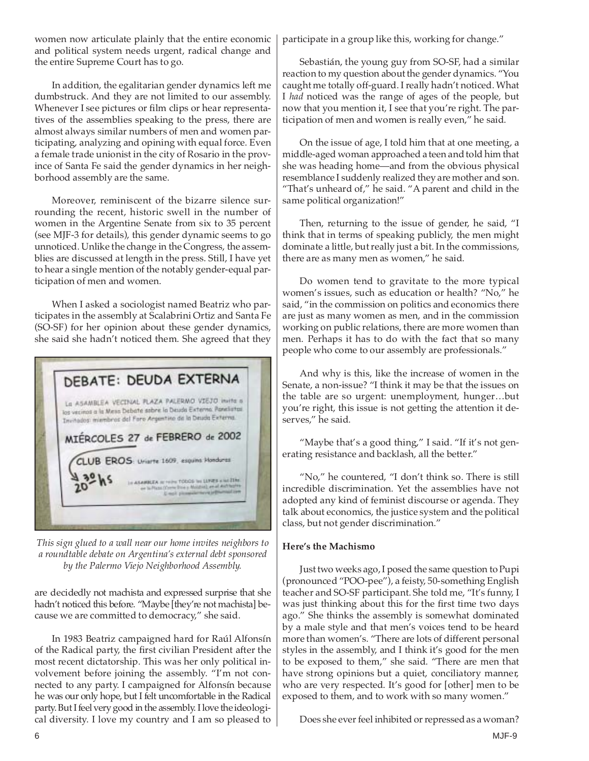women now articulate plainly that the entire economic and political system needs urgent, radical change and the entire Supreme Court has to go.

In addition, the egalitarian gender dynamics left me dumbstruck. And they are not limited to our assembly. Whenever I see pictures or film clips or hear representatives of the assemblies speaking to the press, there are almost always similar numbers of men and women participating, analyzing and opining with equal force. Even a female trade unionist in the city of Rosario in the province of Santa Fe said the gender dynamics in her neighborhood assembly are the same.

Moreover, reminiscent of the bizarre silence surrounding the recent, historic swell in the number of women in the Argentine Senate from six to 35 percent (see MJF-3 for details), this gender dynamic seems to go unnoticed. Unlike the change in the Congress, the assemblies are discussed at length in the press. Still, I have yet to hear a single mention of the notably gender-equal participation of men and women.

When I asked a sociologist named Beatriz who participates in the assembly at Scalabrini Ortiz and Santa Fe (SO-SF) for her opinion about these gender dynamics, she said she hadn't noticed them. She agreed that they are decidedly not machista and expressed surprise that she hadn't noticed this before. "Maybe [they're not machista] because we are committed to democracy," she said.

*This sign glued to a wall near our home invites neighbors to a roundtable debate on Argentina's external debt sponsored by the Palermo Viejo Neighborhood Assembly.*

In 1983 Beatriz campaigned hard for Raúl Alfonsín of the Radical party, the first civilian President after the most recent dictatorship. This was her only political involvement before joining the assembly. "I'm not connected to any party. I campaigned for Alfonsín because he was our only hope, but I felt uncomfortable in the Radical party. But I feel very good in the assembly. I love the ideological diversity. I love my country and I am so pleased to participate in a group like this, working for change."

Sebastián, the young guy from SO-SF, had a similar reaction to my question about the gender dynamics. "You caught me totally off-guard. I really hadn't noticed. What I *had* noticed was the range of ages of the people, but now that you mention it, I see that you're right. The participation of men and women is really even," he said.

On the issue of age, I told him that at one meeting, a middle-aged woman approached a teen and told him that she was heading home—and from the obvious physical resemblance I suddenly realized they are mother and son. "That's unheard of," he said. "A parent and child in the same political organization!"

Then, returning to the issue of gender, he said, "I think that in terms of speaking publicly, the men might dominate a little, but really just a bit. In the commissions, there are as many men as women," he said.

Do women tend to gravitate to the more typical women's issues, such as education or health? "No," he said, "in the commission on politics and economics there are just as many women as men, and in the commission working on public relations, there are more women than men. Perhaps it has to do with the fact that so many people who come to our assembly are professionals."

And why is this, like the increase of women in the Senate, a non-issue? "I think it may be that the issues on the table are so urgent: unemployment, hunger…but you're right, this issue is not getting the attention it deserves," he said.

"Maybe that's a good thing," I said. "If it's not generating resistance and backlash, all the better."

"No," he countered, "I don't think so. There is still incredible discrimination. Yet the assemblies have not adopted any kind of feminist discourse or agenda. They talk about economics, the justice system and the political class, but not gender discrimination."

**Here's the Machismo**

Just two weeks ago, I posed the same question to Pupi (pronounced "POO-pee"), a feisty, 50-something English teacher and SO-SF participant. She told me, "It's funny, I was just thinking about this for the first time two days ago." She thinks the assembly is somewhat dominated by a male style and that men's voices tend to be heard more than women's. "There are lots of different personal styles in the assembly, and I think it's good for the men to be exposed to them," she said. "There are men that have strong opinions but a quiet, conciliatory manner, who are very respected. It's good for [other] men to be exposed to them, and to work with so many women."

Does she ever feel inhibited or repressed as a woman?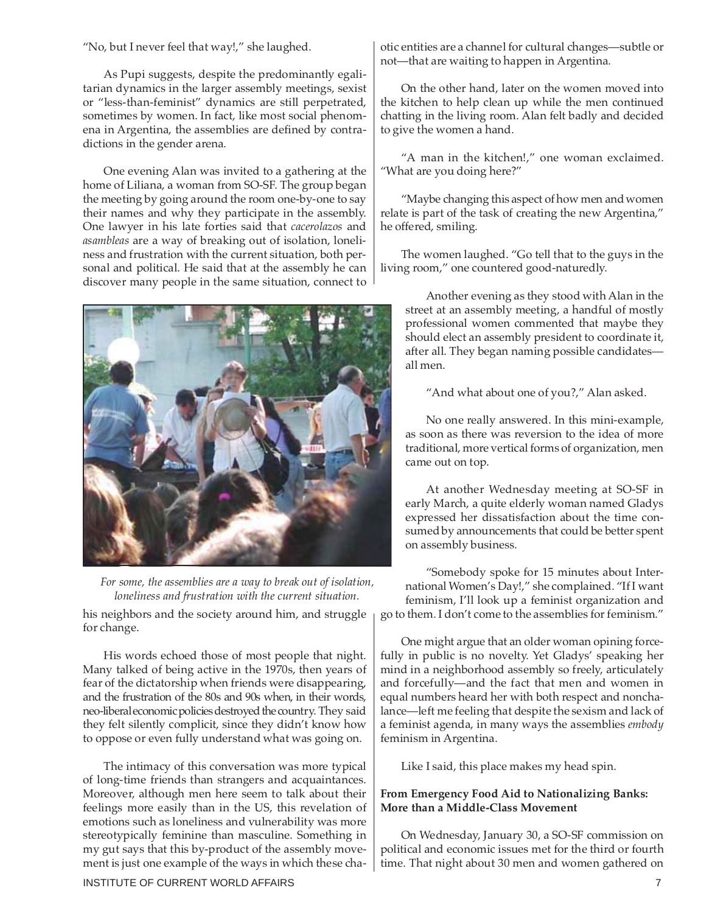"No, but I never feel that way!," she laughed.

As Pupi suggests, despite the predominantly egalitarian dynamics in the larger assembly meetings, sexist or "less-than-feminist" dynamics are still perpetrated, sometimes by women. In fact, like most social phenomena in Argentina, the assemblies are defined by contradictions in the gender arena.

One evening Alan was invited to a gathering at the home of Liliana, a woman from SO-SF. The group began the meeting by going around the room one-by-one to say their names and why they participate in the assembly. One lawyer in his late forties said that *cacerolazos* and *asambleas* are a way of breaking out of isolation, loneliness and frustration with the current situation, both personal and political. He said that at the assembly he can discover many people in the same situation, connect to his neighbors and the society around him, and struggle for change.

*For some, the assemblies are a way to break out of isolation, loneliness and frustration with the current situation.*

His words echoed those of most people that night. Many talked of being active in the 1970s, then years of fear of the dictatorship when friends were disappearing, and the frustration of the 80s and 90s when, in their words, neo-liberal economic policies destroyed the country. They said they felt silently complicit, since they didn't know how to oppose or even fully understand what was going on.

The intimacy of this conversation was more typical of long-time friends than strangers and acquaintances. Moreover, although men here seem to talk about their feelings more easily than in the US, this revelation of emotions such as loneliness and vulnerability was more stereotypically feminine than masculine. Something in my gut says that this by-product of the assembly movement is just one example of the ways in which these chaotic entities are a channel for cultural changes—subtle or not—that are waiting to happen in Argentina.

On the other hand, later on the women moved into the kitchen to help clean up while the men continued chatting in the living room. Alan felt badly and decided to give the women a hand.

"A man in the kitchen!," one woman exclaimed. "What are you doing here?"

"Maybe changing this aspect of how men and women relate is part of the task of creating the new Argentina," he offered, smiling.

The women laughed. "Go tell that to the guys in the living room," one countered good-naturedly.

Another evening as they stood with Alan in the street at an assembly meeting, a handful of mostly professional women commented that maybe they should elect an assembly president to coordinate it, after all. They began naming possible candidates—all men.

"And what about one of you?," Alan asked.

No one really answered. In this mini-example, as soon as there was reversion to the idea of more traditional, more vertical forms of organization, men came out on top.

At another Wednesday meeting at SO-SF in early March, a quite elderly woman named Gladys expressed her dissatisfaction about the time consumed by announcements that could be better spent on assembly business.

"Somebody spoke for 15 minutes about International Women's Day!," she complained. "If I want feminism, I'll look up a feminist organization and go to them. I don't come to the assemblies for feminism."

One might argue that an older woman opining forcefully in public is no novelty. Yet Gladys' speaking her mind in a neighborhood assembly so freely, articulately and forcefully—and the fact that men and women in equal numbers heard her with both respect and nonchalance—left me feeling that despite the sexism and lack of a feminist agenda, in many ways the assemblies *embody* feminism in Argentina.

Like I said, this place makes my head spin.

**From Emergency Food Aid to Nationalizing Banks: More than a Middle-Class Movement**

On Wednesday, January 30, a SO-SF commission on political and economic issues met for the third or fourth time. That night about 30 men and women gathered on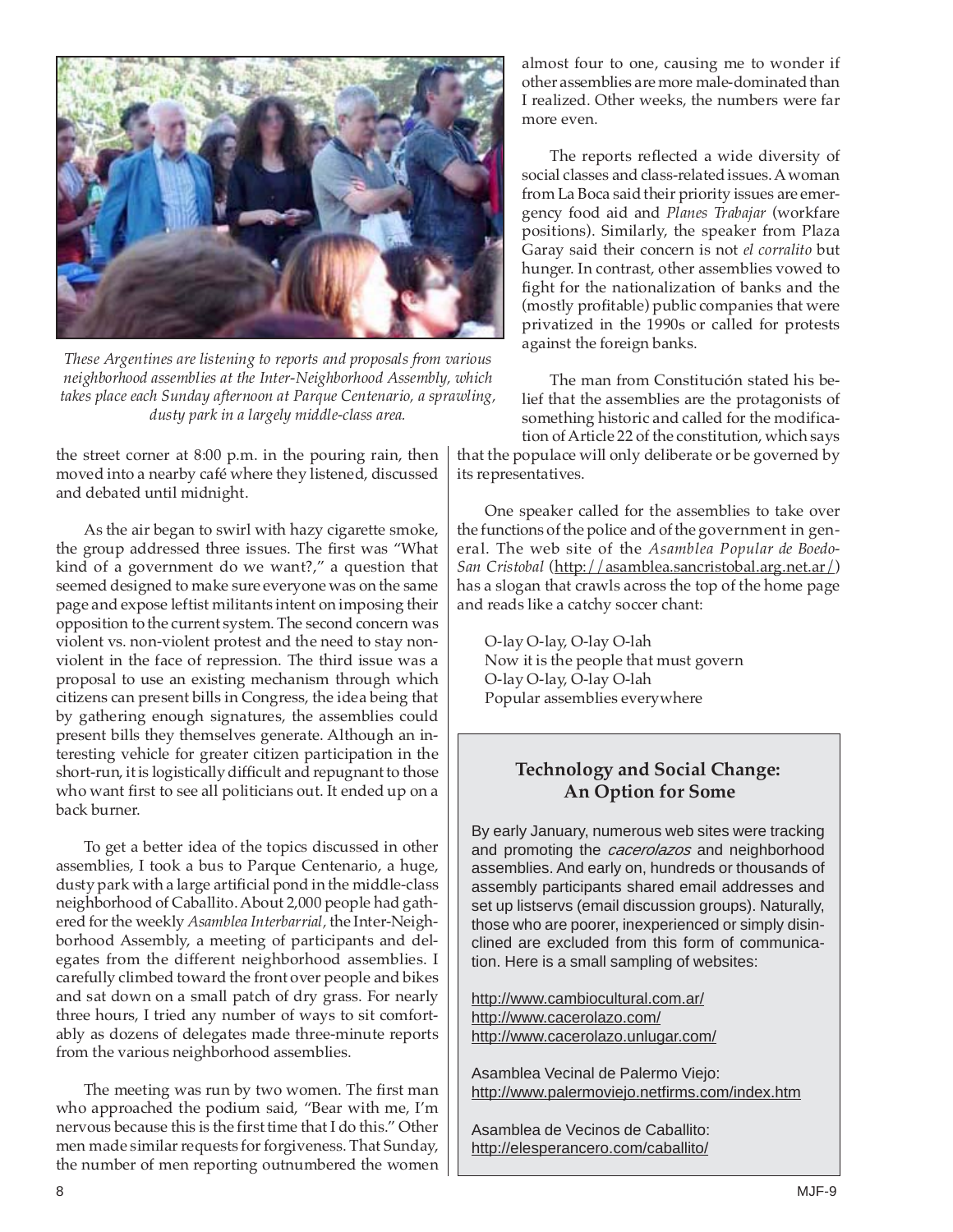*These Argentines are listening to reports and proposals from various neighborhood assemblies at the Inter-Neighborhood Assembly, which takes place each Sunday afternoon at Parque Centenario, a sprawling, dusty park in a largely middle-class area.*

the street corner at 8:00 p.m. in the pouring rain, then moved into a nearby café where they listened, discussed and debated until midnight.

As the air began to swirl with hazy cigarette smoke, the group addressed three issues. The first was "What kind of a government do we want?," a question that seemed designed to make sure everyone was on the same page and expose leftist militants intent on imposing their opposition to the current system. The second concern was violent vs. non-violent protest and the need to stay non-violent in the face of repression. The third issue was a proposal to use an existing mechanism through which citizens can present bills in Congress, the idea being that by gathering enough signatures, the assemblies could present bills they themselves generate. Although an interesting vehicle for greater citizen participation in the short-run, it is logistically difficult and repugnant to those who want first to see all politicians out. It ended up on a back burner.

To get a better idea of the topics discussed in other assemblies, I took a bus to Parque Centenario, a huge, dusty park with a large artificial pond in the middle-class neighborhood of Caballito. About 2,000 people had gathered for the weekly *Asamblea Interbarrial*, the Inter-Neighborhood Assembly, a meeting of participants and delegates from the different neighborhood assemblies. I carefully climbed toward the front over people and bikes and sat down on a small patch of dry grass. For nearly three hours, I tried any number of ways to sit comfortably as dozens of delegates made three-minute reports from the various neighborhood assemblies.

The meeting was run by two women. The first man who approached the podium said, "Bear with me, I'm nervous because this is the first time that I do this." Other men made similar requests for forgiveness. That Sunday, the number of men reporting outnumbered the women almost four to one, causing me to wonder if other assemblies are more male-dominated than I realized. Other weeks, the numbers were far more even.

The reports reflected a wide diversity of social classes and class-related issues. A woman from La Boca said their priority issues are emergency food aid and *Planes Trabajar* (workfare positions). Similarly, the speaker from Plaza Garay said their concern is not *el corralito* but hunger. In contrast, other assemblies vowed to fight for the nationalization of banks and the (mostly profitable) public companies that were privatized in the 1990s or called for protests against the foreign banks.

The man from Constitución stated his belief that the assemblies are the protagonists of something historic and called for the modification of Article 22 of the constitution, which says that the populace will only deliberate or be governed by its representatives.

One speaker called for the assemblies to take over the functions of the police and of the government in general. The web site of the *Asamblea Popular de Boedo-San Cristobal* (http://asamblea.sancristobal.arg.net.ar/) has a slogan that crawls across the top of the home page and reads like a catchy soccer chant:

> O-lay O-lay, O-lay O-lah
> Now it is the people that must govern
> O-lay O-lay, O-lay O-lah
> Popular assemblies everywhere

### Technology and Social Change: An Option for Some

By early January, numerous web sites were tracking and promoting the *cacerolazos* and neighborhood assemblies. And early on, hundreds or thousands of assembly participants shared email addresses and set up listservs (email discussion groups). Naturally, those who are poorer, inexperienced or simply disinclined are excluded from this form of communication. Here is a small sampling of websites:

http://www.cambiocultural.com.ar/
http://www.cacerolazo.com/
http://www.cacerolazo.unlugar.com/

Asamblea Vecinal de Palermo Viejo:
http://www.palermoviejo.netfirms.com/index.htm

Asamblea de Vecinos de Caballito:
http://elesperancero.com/caballito/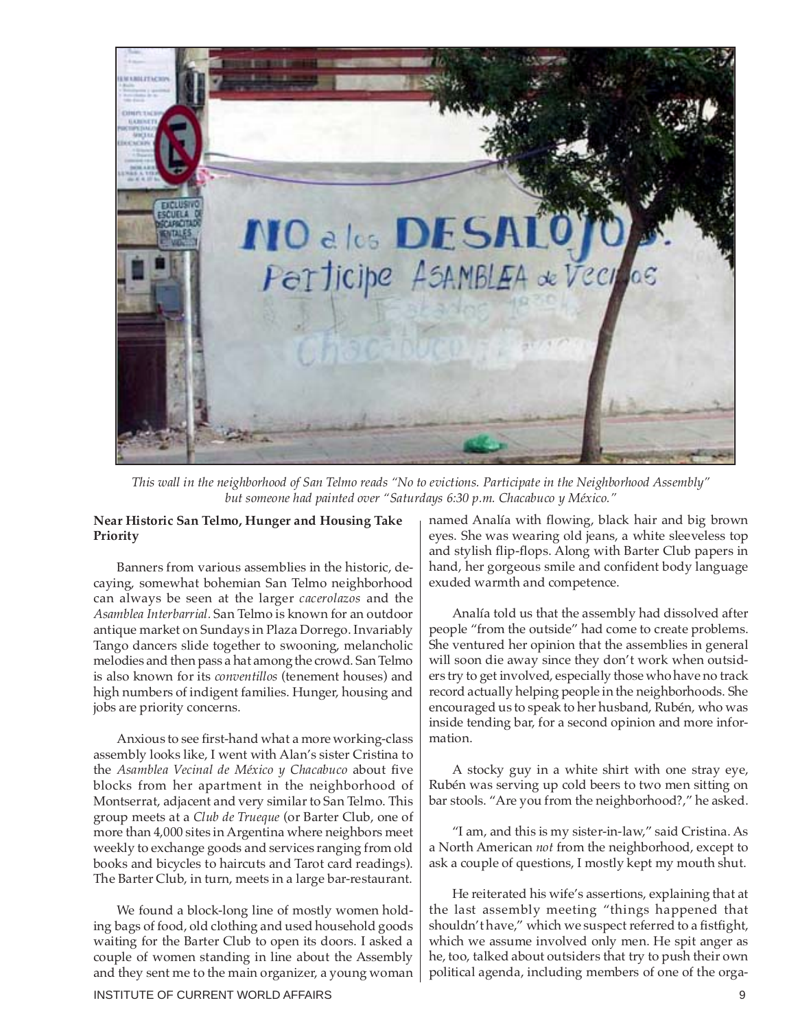*This wall in the neighborhood of San Telmo reads "No to evictions. Participate in the Neighborhood Assembly" but someone had painted over "Saturdays 6:30 p.m. Chacabuco y México."*

**Near Historic San Telmo, Hunger and Housing Take Priority**

Banners from various assemblies in the historic, decaying, somewhat bohemian San Telmo neighborhood can always be seen at the larger *cacerolazos* and the *Asamblea Interbarrial*. San Telmo is known for an outdoor antique market on Sundays in Plaza Dorrego. Invariably Tango dancers slide together to swooning, melancholic melodies and then pass a hat among the crowd. San Telmo is also known for its *conventillos* (tenement houses) and high numbers of indigent families. Hunger, housing and jobs are priority concerns.

Anxious to see first-hand what a more working-class assembly looks like, I went with Alan's sister Cristina to the *Asamblea Vecinal de México y Chacabuco* about five blocks from her apartment in the neighborhood of Montserrat, adjacent and very similar to San Telmo. This group meets at a *Club de Trueque* (or Barter Club, one of more than 4,000 sites in Argentina where neighbors meet weekly to exchange goods and services ranging from old books and bicycles to haircuts and Tarot card readings). The Barter Club, in turn, meets in a large bar-restaurant.

We found a block-long line of mostly women holding bags of food, old clothing and used household goods waiting for the Barter Club to open its doors. I asked a couple of women standing in line about the Assembly and they sent me to the main organizer, a young woman named Analía with flowing, black hair and big brown eyes. She was wearing old jeans, a white sleeveless top and stylish flip-flops. Along with Barter Club papers in hand, her gorgeous smile and confident body language exuded warmth and competence.

Analía told us that the assembly had dissolved after people "from the outside" had come to create problems. She ventured her opinion that the assemblies in general will soon die away since they don't work when outsiders try to get involved, especially those who have no track record actually helping people in the neighborhoods. She encouraged us to speak to her husband, Rubén, who was inside tending bar, for a second opinion and more information.

A stocky guy in a white shirt with one stray eye, Rubén was serving up cold beers to two men sitting on bar stools. "Are you from the neighborhood?," he asked.

"I am, and this is my sister-in-law," said Cristina. As a North American *not* from the neighborhood, except to ask a couple of questions, I mostly kept my mouth shut.

He reiterated his wife's assertions, explaining that at the last assembly meeting "things happened that shouldn't have," which we suspect referred to a fistfight, which we assume involved only men. He spit anger as he, too, talked about outsiders that try to push their own political agenda, including members of one of the orga-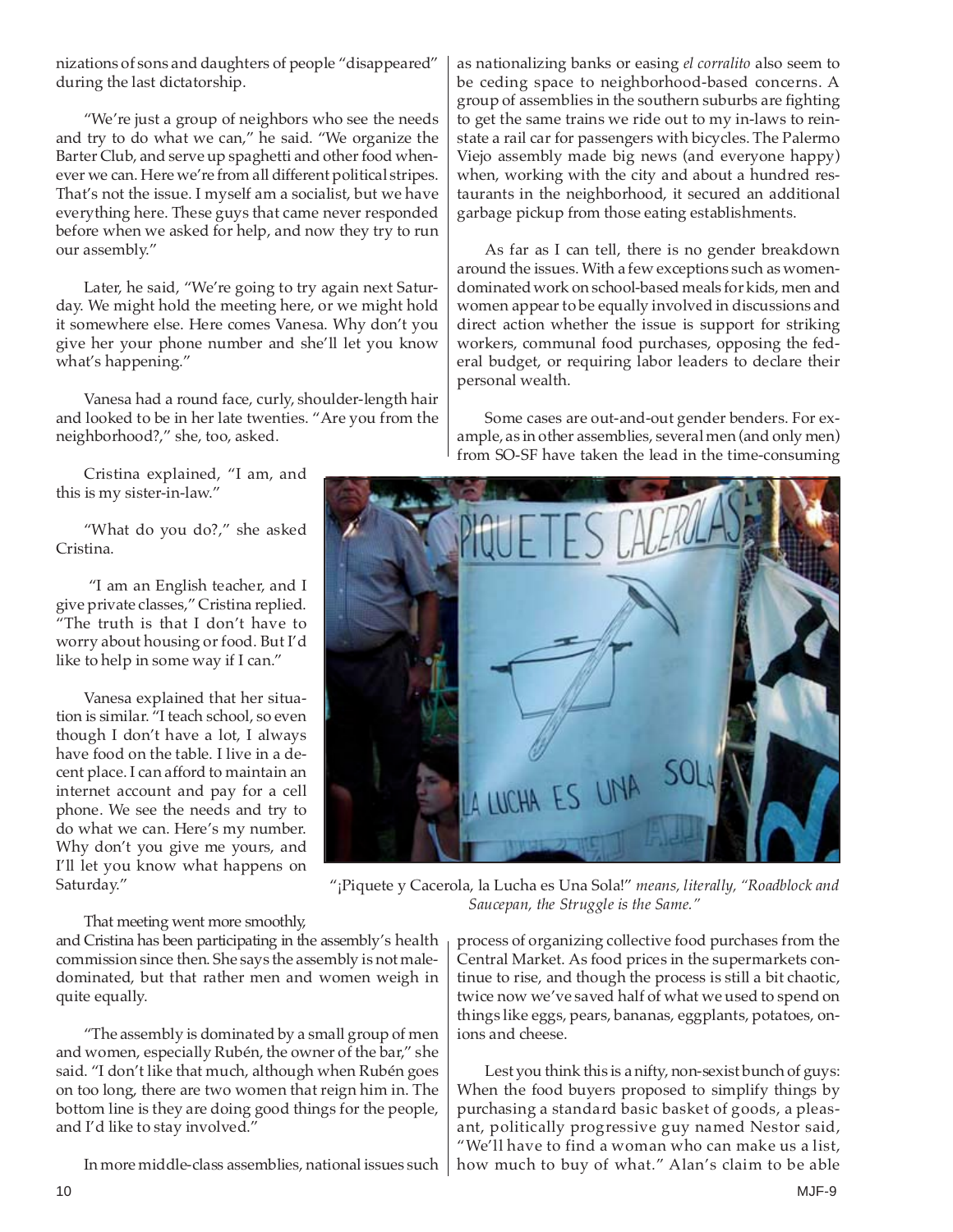nizations of sons and daughters of people "disappeared" during the last dictatorship.

"We're just a group of neighbors who see the needs and try to do what we can," he said. "We organize the Barter Club, and serve up spaghetti and other food whenever we can. Here we're from all different political stripes. That's not the issue. I myself am a socialist, but we have everything here. These guys that came never responded before when we asked for help, and now they try to run our assembly."

Later, he said, "We're going to try again next Saturday. We might hold the meeting here, or we might hold it somewhere else. Here comes Vanesa. Why don't you give her your phone number and she'll let you know what's happening."

Vanesa had a round face, curly, shoulder-length hair and looked to be in her late twenties. "Are you from the neighborhood?," she, too, asked.

Cristina explained, "I am, and this is my sister-in-law."

"What do you do?," she asked Cristina.

"I am an English teacher, and I give private classes," Cristina replied. "The truth is that I don't have to worry about housing or food. But I'd like to help in some way if I can."

Vanesa explained that her situation is similar. "I teach school, so even though I don't have a lot, I always have food on the table. I live in a decent place. I can afford to maintain an internet account and pay for a cell phone. We see the needs and try to do what we can. Here's my number. Why don't you give me yours, and I'll let you know what happens on Saturday."

That meeting went more smoothly, and Cristina has been participating in the assembly's health commission since then. She says the assembly is not male-dominated, but that rather men and women weigh in quite equally.

"The assembly is dominated by a small group of men and women, especially Rubén, the owner of the bar," she said. "I don't like that much, although when Rubén goes on too long, there are two women that reign him in. The bottom line is they are doing good things for the people, and I'd like to stay involved."

In more middle-class assemblies, national issues such as nationalizing banks or easing *el corralito* also seem to be ceding space to neighborhood-based concerns. A group of assemblies in the southern suburbs are fighting to get the same trains we ride out to my in-laws to reinstate a rail car for passengers with bicycles. The Palermo Viejo assembly made big news (and everyone happy) when, working with the city and about a hundred restaurants in the neighborhood, it secured an additional garbage pickup from those eating establishments.

As far as I can tell, there is no gender breakdown around the issues. With a few exceptions such as women-dominated work on school-based meals for kids, men and women appear to be equally involved in discussions and direct action whether the issue is support for striking workers, communal food purchases, opposing the federal budget, or requiring labor leaders to declare their personal wealth.

Some cases are out-and-out gender benders. For example, as in other assemblies, several men (and only men) from SO-SF have taken the lead in the time-consuming process of organizing collective food purchases from the Central Market. As food prices in the supermarkets continue to rise, and though the process is still a bit chaotic, twice now we've saved half of what we used to spend on things like eggs, pears, bananas, eggplants, potatoes, onions and cheese.

"¡Piquete y Cacerola, la Lucha es Una Sola!" *means, literally, "Roadblock and Saucepan, the Struggle is the Same."*

Lest you think this is a nifty, non-sexist bunch of guys: When the food buyers proposed to simplify things by purchasing a standard basic basket of goods, a pleasant, politically progressive guy named Nestor said, "We'll have to find a woman who can make us a list, how much to buy of what." Alan's claim to be able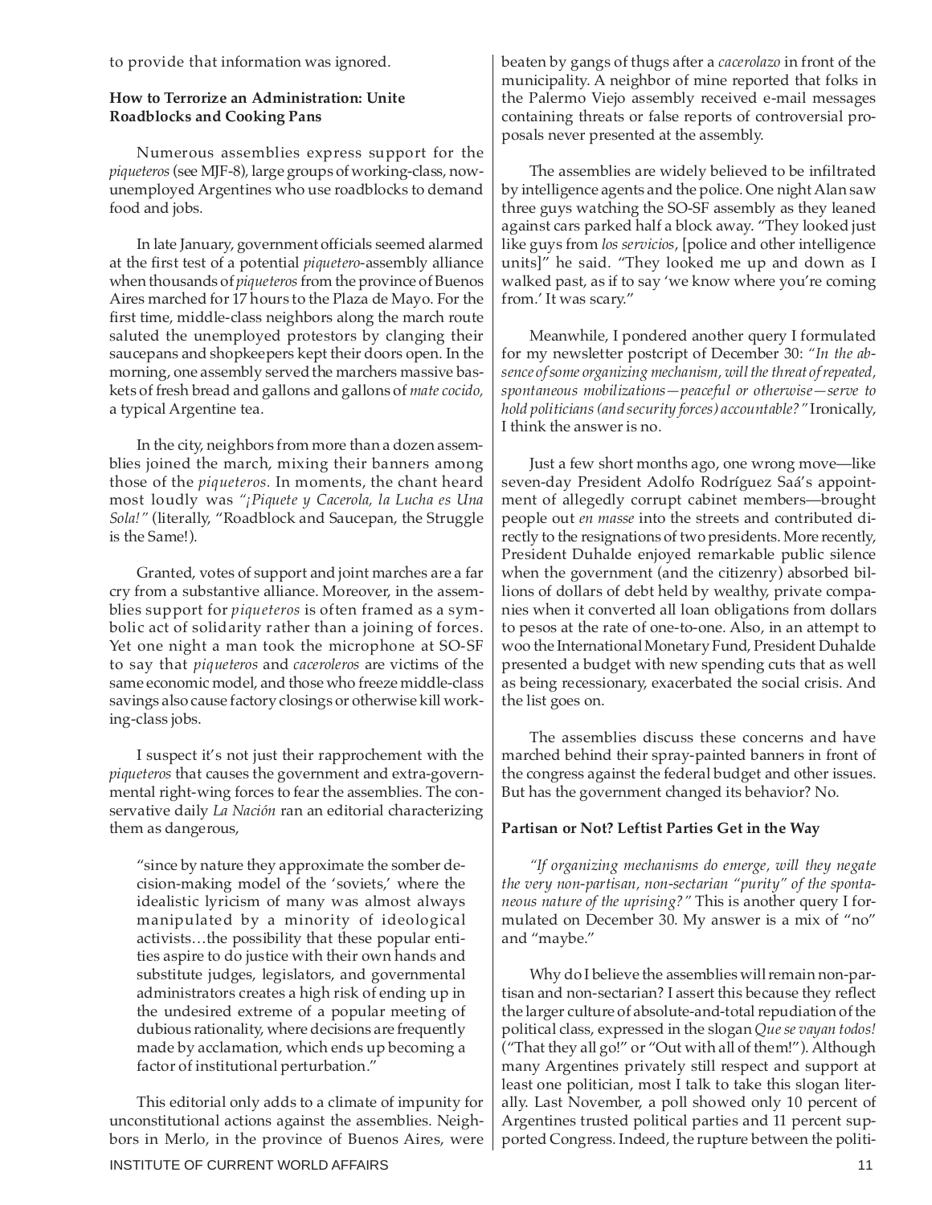to provide that information was ignored.

**How to Terrorize an Administration: Unite Roadblocks and Cooking Pans**

Numerous assemblies express support for the *piqueteros* (see MJF-8), large groups of working-class, now-unemployed Argentines who use roadblocks to demand food and jobs.

In late January, government officials seemed alarmed at the first test of a potential *piquetero*-assembly alliance when thousands of *piqueteros* from the province of Buenos Aires marched for 17 hours to the Plaza de Mayo. For the first time, middle-class neighbors along the march route saluted the unemployed protestors by clanging their saucepans and shopkeepers kept their doors open. In the morning, one assembly served the marchers massive baskets of fresh bread and gallons and gallons of *mate cocido,* a typical Argentine tea.

In the city, neighbors from more than a dozen assemblies joined the march, mixing their banners among those of the *piqueteros.* In moments, the chant heard most loudly was *"¡Piquete y Cacerola, la Lucha es Una Sola!"* (literally, "Roadblock and Saucepan, the Struggle is the Same!).

Granted, votes of support and joint marches are a far cry from a substantive alliance. Moreover, in the assemblies support for *piqueteros* is often framed as a symbolic act of solidarity rather than a joining of forces. Yet one night a man took the microphone at SO-SF to say that *piqueteros* and *caceroleros* are victims of the same economic model, and those who freeze middle-class savings also cause factory closings or otherwise kill working-class jobs.

I suspect it's not just their rapprochement with the *piqueteros* that causes the government and extra-governmental right-wing forces to fear the assemblies. The conservative daily *La Nación* ran an editorial characterizing them as dangerous,

> "since by nature they approximate the somber decision-making model of the 'soviets,' where the idealistic lyricism of many was almost always manipulated by a minority of ideological activists…the possibility that these popular entities aspire to do justice with their own hands and substitute judges, legislators, and governmental administrators creates a high risk of ending up in the undesired extreme of a popular meeting of dubious rationality, where decisions are frequently made by acclamation, which ends up becoming a factor of institutional perturbation."

This editorial only adds to a climate of impunity for unconstitutional actions against the assemblies. Neighbors in Merlo, in the province of Buenos Aires, were beaten by gangs of thugs after a *cacerolazo* in front of the municipality. A neighbor of mine reported that folks in the Palermo Viejo assembly received e-mail messages containing threats or false reports of controversial proposals never presented at the assembly.

The assemblies are widely believed to be infiltrated by intelligence agents and the police. One night Alan saw three guys watching the SO-SF assembly as they leaned against cars parked half a block away. "They looked just like guys from *los servicios*, [police and other intelligence units]" he said. "They looked me up and down as I walked past, as if to say 'we know where you're coming from.' It was scary."

Meanwhile, I pondered another query I formulated for my newsletter postcript of December 30: *"In the absence of some organizing mechanism, will the threat of repeated, spontaneous mobilizations—peaceful or otherwise—serve to hold politicians (and security forces) accountable?"* Ironically, I think the answer is no.

Just a few short months ago, one wrong move—like seven-day President Adolfo Rodríguez Saá's appointment of allegedly corrupt cabinet members—brought people out *en masse* into the streets and contributed directly to the resignations of two presidents. More recently, President Duhalde enjoyed remarkable public silence when the government (and the citizenry) absorbed billions of dollars of debt held by wealthy, private companies when it converted all loan obligations from dollars to pesos at the rate of one-to-one. Also, in an attempt to woo the International Monetary Fund, President Duhalde presented a budget with new spending cuts that as well as being recessionary, exacerbated the social crisis. And the list goes on.

The assemblies discuss these concerns and have marched behind their spray-painted banners in front of the congress against the federal budget and other issues. But has the government changed its behavior? No.

**Partisan or Not? Leftist Parties Get in the Way**

*"If organizing mechanisms do emerge, will they negate the very non-partisan, non-sectarian "purity" of the spontaneous nature of the uprising?"* This is another query I formulated on December 30. My answer is a mix of "no" and "maybe."

Why do I believe the assemblies will remain non-partisan and non-sectarian? I assert this because they reflect the larger culture of absolute-and-total repudiation of the political class, expressed in the slogan *Que se vayan todos!* ("That they all go!" or "Out with all of them!"). Although many Argentines privately still respect and support at least one politician, most I talk to take this slogan literally. Last November, a poll showed only 10 percent of Argentines trusted political parties and 11 percent supported Congress. Indeed, the rupture between the politi-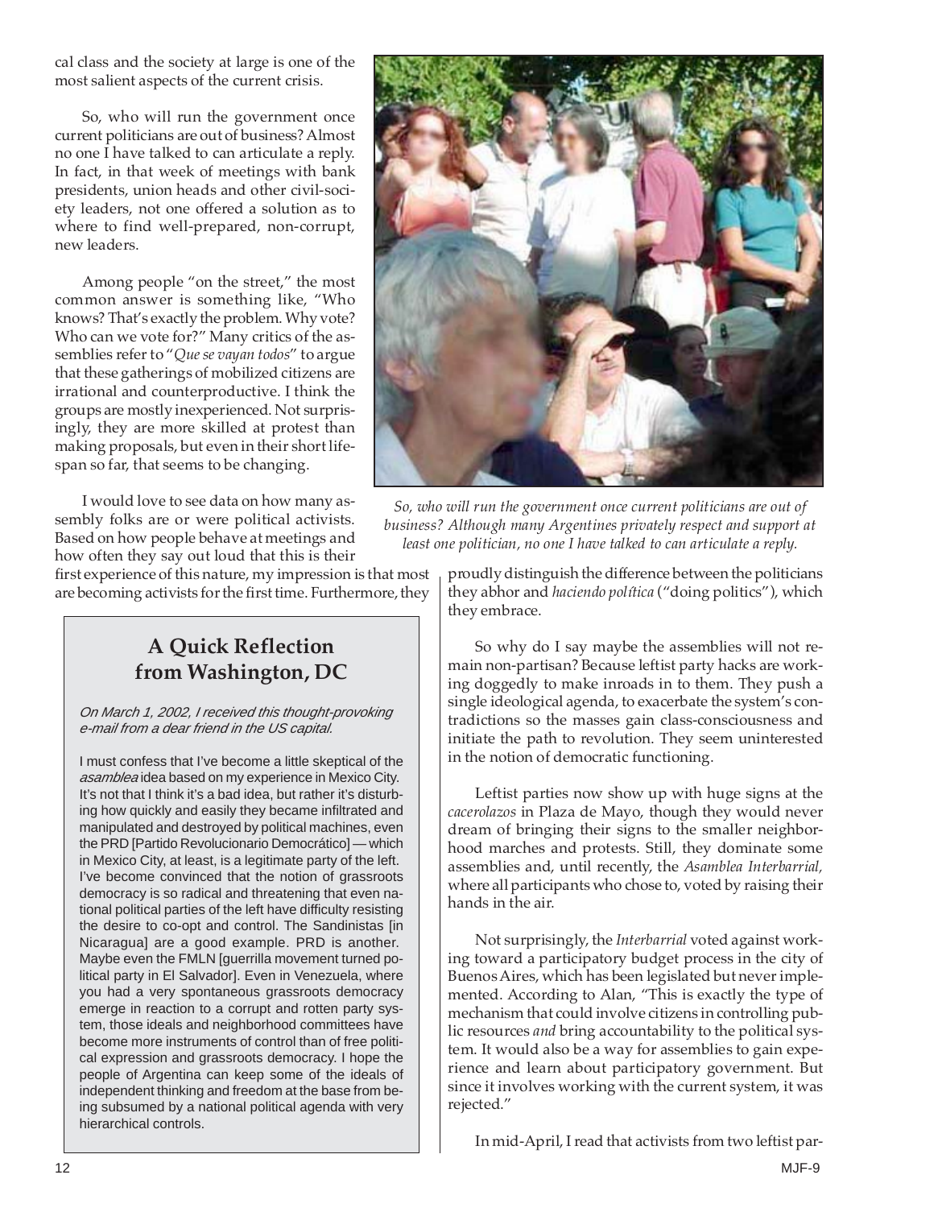cal class and the society at large is one of the most salient aspects of the current crisis.

So, who will run the government once current politicians are out of business? Almost no one I have talked to can articulate a reply. In fact, in that week of meetings with bank presidents, union heads and other civil-society leaders, not one offered a solution as to where to find well-prepared, non-corrupt, new leaders.

Among people "on the street," the most common answer is something like, "Who knows? That's exactly the problem. Why vote? Who can we vote for?" Many critics of the assemblies refer to "*Que se vayan todos*" to argue that these gatherings of mobilized citizens are irrational and counterproductive. I think the groups are mostly inexperienced. Not surprisingly, they are more skilled at protest than making proposals, but even in their short lifespan so far, that seems to be changing.

*So, who will run the government once current politicians are out of business? Although many Argentines privately respect and support at least one politician, no one I have talked to can articulate a reply.*

I would love to see data on how many assembly folks are or were political activists. Based on how people behave at meetings and how often they say out loud that this is their first experience of this nature, my impression is that most are becoming activists for the first time. Furthermore, they proudly distinguish the difference between the politicians they abhor and *haciendo política* ("doing politics"), which they embrace.

So why do I say maybe the assemblies will not remain non-partisan? Because leftist party hacks are working doggedly to make inroads in to them. They push a single ideological agenda, to exacerbate the system's contradictions so the masses gain class-consciousness and initiate the path to revolution. They seem uninterested in the notion of democratic functioning.

Leftist parties now show up with huge signs at the *cacerolazos* in Plaza de Mayo, though they would never dream of bringing their signs to the smaller neighborhood marches and protests. Still, they dominate some assemblies and, until recently, the *Asamblea Interbarrial,* where all participants who chose to, voted by raising their hands in the air.

Not surprisingly, the *Interbarrial* voted against working toward a participatory budget process in the city of Buenos Aires, which has been legislated but never implemented. According to Alan, "This is exactly the type of mechanism that could involve citizens in controlling public resources *and* bring accountability to the political system. It would also be a way for assemblies to gain experience and learn about participatory government. But since it involves working with the current system, it was rejected."

In mid-April, I read that activists from two leftist par-

## A Quick Reflection from Washington, DC

*On March 1, 2002, I received this thought-provoking e-mail from a dear friend in the US capital.*

I must confess that I've become a little skeptical of the *asamblea* idea based on my experience in Mexico City. It's not that I think it's a bad idea, but rather it's disturbing how quickly and easily they became infiltrated and manipulated and destroyed by political machines, even the PRD [Partido Revolucionario Democrático] — which in Mexico City, at least, is a legitimate party of the left. I've become convinced that the notion of grassroots democracy is so radical and threatening that even national political parties of the left have difficulty resisting the desire to co-opt and control. The Sandinistas [in Nicaragua] are a good example. PRD is another. Maybe even the FMLN [guerrilla movement turned political party in El Salvador]. Even in Venezuela, where you had a very spontaneous grassroots democracy emerge in reaction to a corrupt and rotten party system, those ideals and neighborhood committees have become more instruments of control than of free political expression and grassroots democracy. I hope the people of Argentina can keep some of the ideals of independent thinking and freedom at the base from being subsumed by a national political agenda with very hierarchical controls.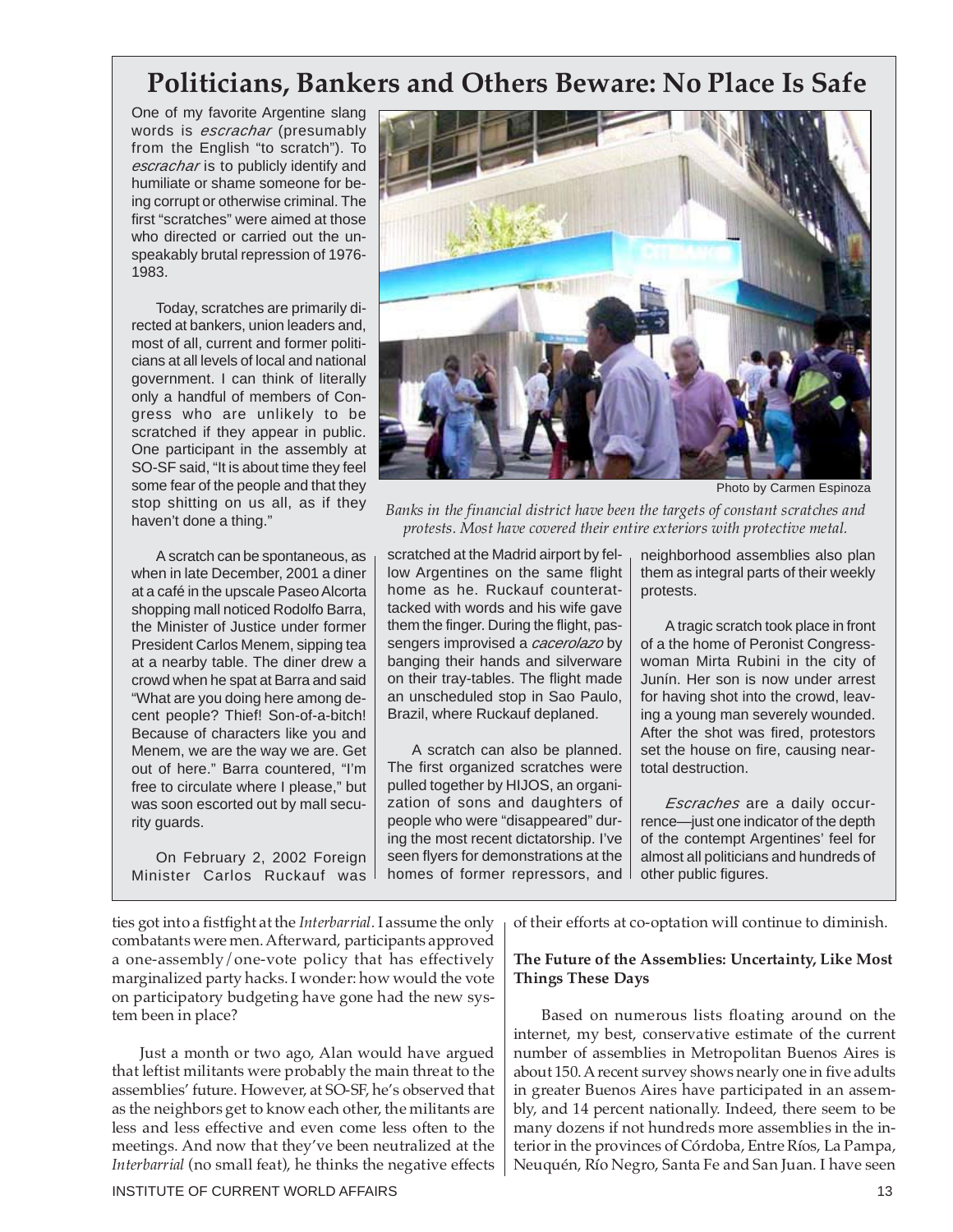## Politicians, Bankers and Others Beware: No Place Is Safe

One of my favorite Argentine slang words is *escrachar* (presumably from the English "to scratch"). To *escrachar* is to publicly identify and humiliate or shame someone for being corrupt or otherwise criminal. The first "scratches" were aimed at those who directed or carried out the unspeakably brutal repression of 1976-1983.

Today, scratches are primarily directed at bankers, union leaders and, most of all, current and former politicians at all levels of local and national government. I can think of literally only a handful of members of Congress who are unlikely to be scratched if they appear in public. One participant in the assembly at SO-SF said, "It is about time they feel some fear of the people and that they stop shitting on us all, as if they haven't done a thing."

Photo by Carmen Espinoza

*Banks in the financial district have been the targets of constant scratches and protests. Most have covered their entire exteriors with protective metal.*

A scratch can be spontaneous, as when in late December, 2001 a diner at a café in the upscale Paseo Alcorta shopping mall noticed Rodolfo Barra, the Minister of Justice under former President Carlos Menem, sipping tea at a nearby table. The diner drew a crowd when he spat at Barra and said "What are you doing here among decent people? Thief! Son-of-a-bitch! Because of characters like you and Menem, we are the way we are. Get out of here." Barra countered, "I'm free to circulate where I please," but was soon escorted out by mall security guards.

On February 2, 2002 Foreign Minister Carlos Ruckauf was scratched at the Madrid airport by fellow Argentines on the same flight home as he. Ruckauf counterattacked with words and his wife gave them the finger. During the flight, passengers improvised a *cacerolazo* by banging their hands and silverware on their tray-tables. The flight made an unscheduled stop in Sao Paulo, Brazil, where Ruckauf deplaned.

A scratch can also be planned. The first organized scratches were pulled together by HIJOS, an organization of sons and daughters of people who were "disappeared" during the most recent dictatorship. I've seen flyers for demonstrations at the homes of former repressors, and neighborhood assemblies also plan them as integral parts of their weekly protests.

A tragic scratch took place in front of a the home of Peronist Congresswoman Mirta Rubini in the city of Junín. Her son is now under arrest for having shot into the crowd, leaving a young man severely wounded. After the shot was fired, protestors set the house on fire, causing near-total destruction.

*Escraches* are a daily occurrence—just one indicator of the depth of the contempt Argentines' feel for almost all politicians and hundreds of other public figures.

---

ties got into a fistfight at the *Interbarrial.* I assume the only combatants were men. Afterward, participants approved a one-assembly/one-vote policy that has effectively marginalized party hacks. I wonder: how would the vote on participatory budgeting have gone had the new system been in place?

Just a month or two ago, Alan would have argued that leftist militants were probably the main threat to the assemblies' future. However, at SO-SF, he's observed that as the neighbors get to know each other, the militants are less and less effective and even come less often to the meetings. And now that they've been neutralized at the *Interbarrial* (no small feat), he thinks the negative effects of their efforts at co-optation will continue to diminish.

### The Future of the Assemblies: Uncertainty, Like Most Things These Days

Based on numerous lists floating around on the internet, my best, conservative estimate of the current number of assemblies in Metropolitan Buenos Aires is about 150. A recent survey shows nearly one in five adults in greater Buenos Aires have participated in an assembly, and 14 percent nationally. Indeed, there seem to be many dozens if not hundreds more assemblies in the interior in the provinces of Córdoba, Entre Ríos, La Pampa, Neuquén, Río Negro, Santa Fe and San Juan. I have seen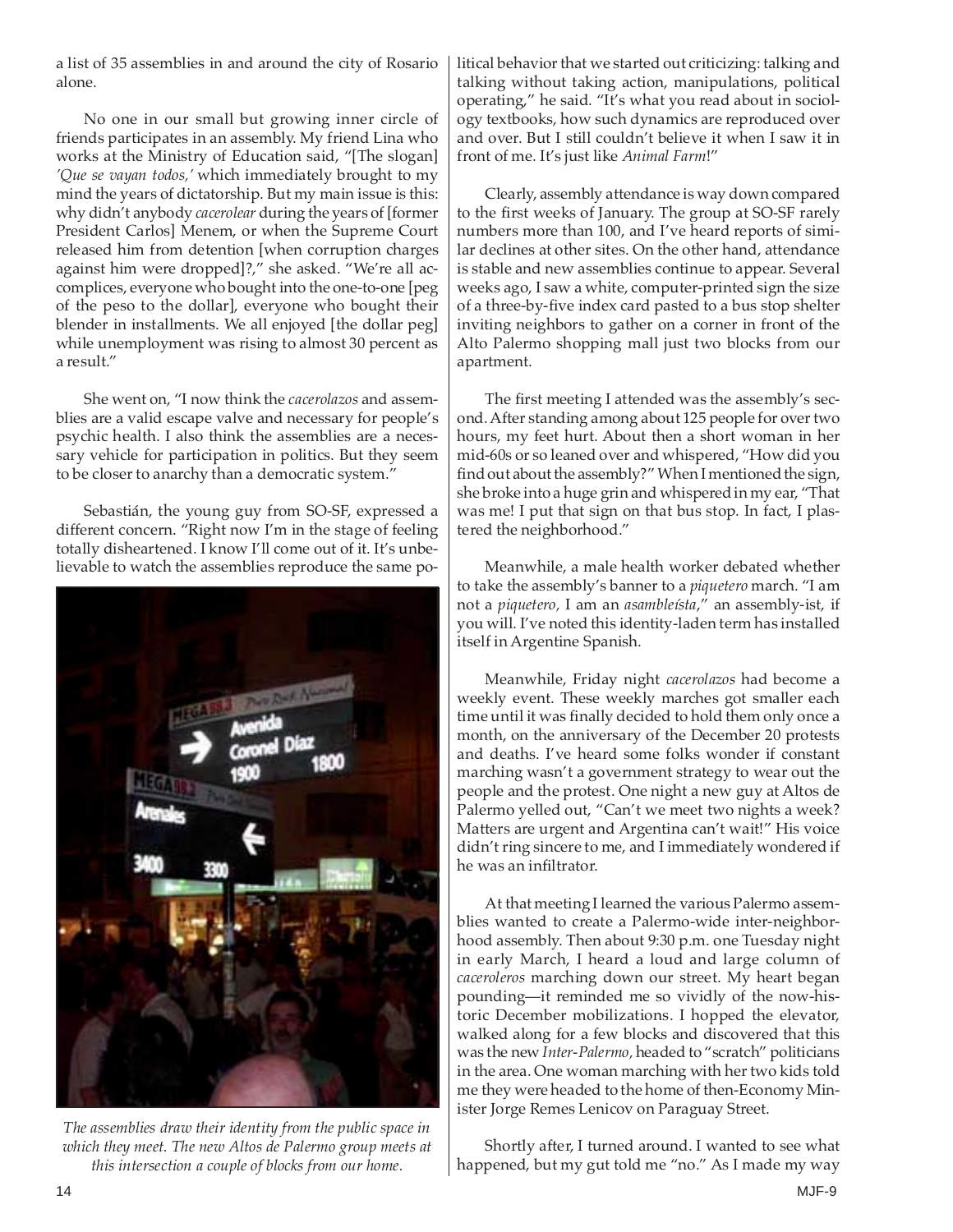a list of 35 assemblies in and around the city of Rosario alone.

No one in our small but growing inner circle of friends participates in an assembly. My friend Lina who works at the Ministry of Education said, "[The slogan] *'Que se vayan todos,'* which immediately brought to my mind the years of dictatorship. But my main issue is this: why didn't anybody *cacerolear* during the years of [former President Carlos] Menem, or when the Supreme Court released him from detention [when corruption charges against him were dropped]?," she asked. "We're all accomplices, everyone who bought into the one-to-one [peg of the peso to the dollar], everyone who bought their blender in installments. We all enjoyed [the dollar peg] while unemployment was rising to almost 30 percent as a result."

She went on, "I now think the *cacerolazos* and assemblies are a valid escape valve and necessary for people's psychic health. I also think the assemblies are a necessary vehicle for participation in politics. But they seem to be closer to anarchy than a democratic system."

Sebastián, the young guy from SO-SF, expressed a different concern. "Right now I'm in the stage of feeling totally disheartened. I know I'll come out of it. It's unbelievable to watch the assemblies reproduce the same political behavior that we started out criticizing: talking and talking without taking action, manipulations, political operating," he said. "It's what you read about in sociology textbooks, how such dynamics are reproduced over and over. But I still couldn't believe it when I saw it in front of me. It's just like *Animal Farm*!"

*The assemblies draw their identity from the public space in which they meet. The new Altos de Palermo group meets at this intersection a couple of blocks from our home.*

Clearly, assembly attendance is way down compared to the first weeks of January. The group at SO-SF rarely numbers more than 100, and I've heard reports of similar declines at other sites. On the other hand, attendance is stable and new assemblies continue to appear. Several weeks ago, I saw a white, computer-printed sign the size of a three-by-five index card pasted to a bus stop shelter inviting neighbors to gather on a corner in front of the Alto Palermo shopping mall just two blocks from our apartment.

The first meeting I attended was the assembly's second. After standing among about 125 people for over two hours, my feet hurt. About then a short woman in her mid-60s or so leaned over and whispered, "How did you find out about the assembly?" When I mentioned the sign, she broke into a huge grin and whispered in my ear, "That was me! I put that sign on that bus stop. In fact, I plastered the neighborhood."

Meanwhile, a male health worker debated whether to take the assembly's banner to a *piquetero* march. "I am not a *piquetero*, I am an *asambleísta*," an assembly-ist, if you will. I've noted this identity-laden term has installed itself in Argentine Spanish.

Meanwhile, Friday night *cacerolazos* had become a weekly event. These weekly marches got smaller each time until it was finally decided to hold them only once a month, on the anniversary of the December 20 protests and deaths. I've heard some folks wonder if constant marching wasn't a government strategy to wear out the people and the protest. One night a new guy at Altos de Palermo yelled out, "Can't we meet two nights a week? Matters are urgent and Argentina can't wait!" His voice didn't ring sincere to me, and I immediately wondered if he was an infiltrator.

At that meeting I learned the various Palermo assemblies wanted to create a Palermo-wide inter-neighborhood assembly. Then about 9:30 p.m. one Tuesday night in early March, I heard a loud and large column of *caceroleros* marching down our street. My heart began pounding—it reminded me so vividly of the now-historic December mobilizations. I hopped the elevator, walked along for a few blocks and discovered that this was the new *Inter-Palermo*, headed to "scratch" politicians in the area. One woman marching with her two kids told me they were headed to the home of then-Economy Minister Jorge Remes Lenicov on Paraguay Street.

Shortly after, I turned around. I wanted to see what happened, but my gut told me "no." As I made my way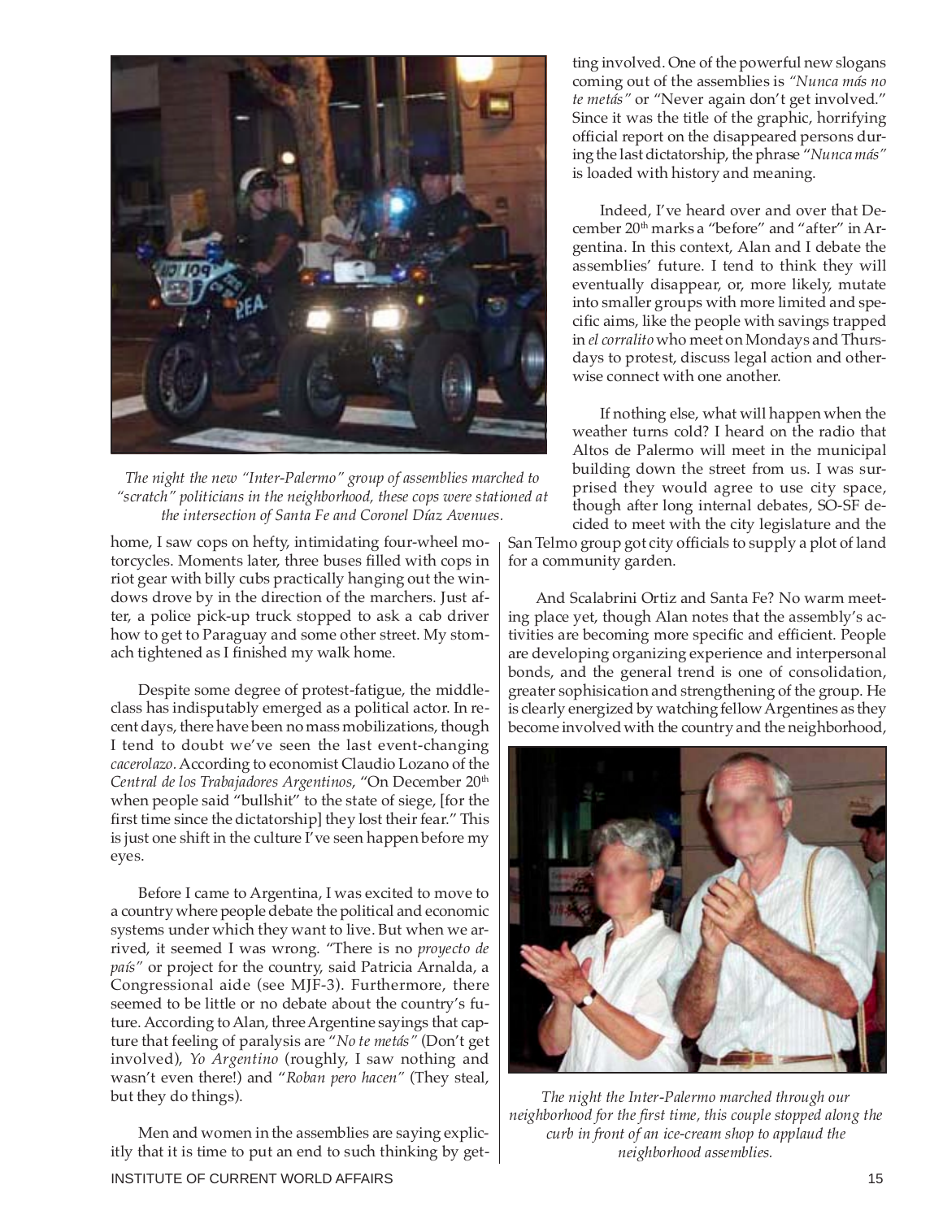*The night the new "Inter-Palermo" group of assemblies marched to "scratch" politicians in the neighborhood, these cops were stationed at the intersection of Santa Fe and Coronel Díaz Avenues.*

home, I saw cops on hefty, intimidating four-wheel motorcycles. Moments later, three buses filled with cops in riot gear with billy cubs practically hanging out the windows drove by in the direction of the marchers. Just after, a police pick-up truck stopped to ask a cab driver how to get to Paraguay and some other street. My stomach tightened as I finished my walk home.

Despite some degree of protest-fatigue, the middle-class has indisputably emerged as a political actor. In recent days, there have been no mass mobilizations, though I tend to doubt we've seen the last event-changing *cacerolazo*. According to economist Claudio Lozano of the *Central de los Trabajadores Argentinos*, "On December 20th when people said "bullshit" to the state of siege, [for the first time since the dictatorship] they lost their fear." This is just one shift in the culture I've seen happen before my eyes.

Before I came to Argentina, I was excited to move to a country where people debate the political and economic systems under which they want to live. But when we arrived, it seemed I was wrong. "There is no *proyecto de país"* or project for the country, said Patricia Arnalda, a Congressional aide (see MJF-3). Furthermore, there seemed to be little or no debate about the country's future. According to Alan, three Argentine sayings that capture that feeling of paralysis are "*No te metás"* (Don't get involved), *Yo Argentino* (roughly, I saw nothing and wasn't even there!) and "*Roban pero hacen"* (They steal, but they do things).

Men and women in the assemblies are saying explicitly that it is time to put an end to such thinking by getting involved. One of the powerful new slogans coming out of the assemblies is *"Nunca más no te metás"* or "Never again don't get involved." Since it was the title of the graphic, horrifying official report on the disappeared persons during the last dictatorship, the phrase "*Nunca más"* is loaded with history and meaning.

Indeed, I've heard over and over that December 20th marks a "before" and "after" in Argentina. In this context, Alan and I debate the assemblies' future. I tend to think they will eventually disappear, or, more likely, mutate into smaller groups with more limited and specific aims, like the people with savings trapped in *el corralito* who meet on Mondays and Thursdays to protest, discuss legal action and otherwise connect with one another.

If nothing else, what will happen when the weather turns cold? I heard on the radio that Altos de Palermo will meet in the municipal building down the street from us. I was surprised they would agree to use city space, though after long internal debates, SO-SF decided to meet with the city legislature and the San Telmo group got city officials to supply a plot of land for a community garden.

And Scalabrini Ortiz and Santa Fe? No warm meeting place yet, though Alan notes that the assembly's activities are becoming more specific and efficient. People are developing organizing experience and interpersonal bonds, and the general trend is one of consolidation, greater sophistication and strengthening of the group. He is clearly energized by watching fellow Argentines as they become involved with the country and the neighborhood,

*The night the Inter-Palermo marched through our neighborhood for the first time, this couple stopped along the curb in front of an ice-cream shop to applaud the neighborhood assemblies.*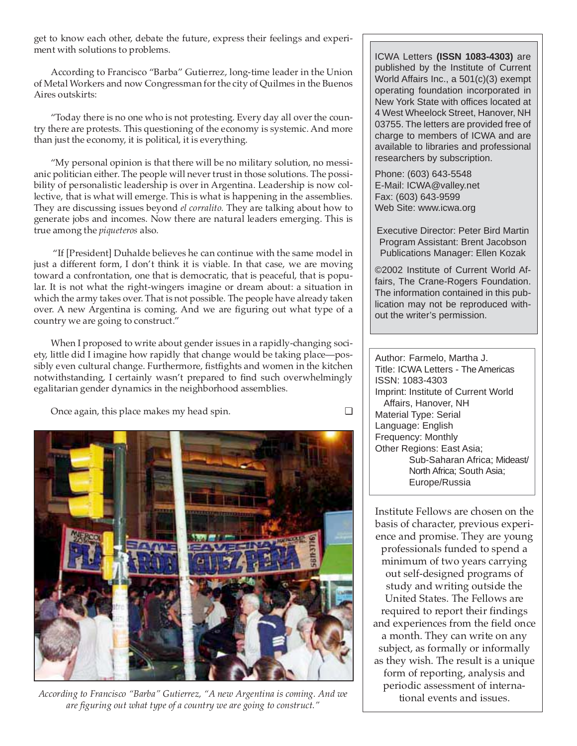get to know each other, debate the future, express their feelings and experiment with solutions to problems.

According to Francisco "Barba" Gutierrez, long-time leader in the Union of Metal Workers and now Congressman for the city of Quilmes in the Buenos Aires outskirts:

"Today there is no one who is not protesting. Every day all over the country there are protests. This questioning of the economy is systemic. And more than just the economy, it is political, it is everything.

"My personal opinion is that there will be no military solution, no messianic politician either. The people will never trust in those solutions. The possibility of personalistic leadership is over in Argentina. Leadership is now collective, that is what will emerge. This is what is happening in the assemblies. They are discussing issues beyond *el corralito.* They are talking about how to generate jobs and incomes. Now there are natural leaders emerging. This is true among the *piqueteros* also.

"If [President] Duhalde believes he can continue with the same model in just a different form, I don't think it is viable. In that case, we are moving toward a confrontation, one that is democratic, that is peaceful, that is popular. It is not what the right-wingers imagine or dream about: a situation in which the army takes over. That is not possible. The people have already taken over. A new Argentina is coming. And we are figuring out what type of a country we are going to construct."

When I proposed to write about gender issues in a rapidly-changing society, little did I imagine how rapidly that change would be taking place—possibly even cultural change. Furthermore, fistfights and women in the kitchen notwithstanding, I certainly wasn't prepared to find such overwhelmingly egalitarian gender dynamics in the neighborhood assemblies.

Once again, this place makes my head spin. ❑

*According to Francisco "Barba" Gutierrez, "A new Argentina is coming. And we are figuring out what type of a country we are going to construct."*

ICWA Letters **(ISSN 1083-4303)** are published by the Institute of Current World Affairs Inc., a 501(c)(3) exempt operating foundation incorporated in New York State with offices located at 4 West Wheelock Street, Hanover, NH 03755. The letters are provided free of charge to members of ICWA and are available to libraries and professional researchers by subscription.

Phone: (603) 643-5548
E-Mail: ICWA@valley.net
Fax: (603) 643-9599
Web Site: www.icwa.org

Executive Director: Peter Bird Martin
Program Assistant: Brent Jacobson
Publications Manager: Ellen Kozak

©2002 Institute of Current World Affairs, The Crane-Rogers Foundation. The information contained in this publication may not be reproduced without the writer's permission.

Author: Farmelo, Martha J.
Title: ICWA Letters - The Americas
ISSN: 1083-4303
Imprint: Institute of Current World Affairs, Hanover, NH
Material Type: Serial
Language: English
Frequency: Monthly
Other Regions: East Asia; Sub-Saharan Africa; Mideast/North Africa; South Asia; Europe/Russia

Institute Fellows are chosen on the basis of character, previous experience and promise. They are young professionals funded to spend a minimum of two years carrying out self-designed programs of study and writing outside the United States. The Fellows are required to report their findings and experiences from the field once a month. They can write on any subject, as formally or informally as they wish. The result is a unique form of reporting, analysis and periodic assessment of international events and issues.